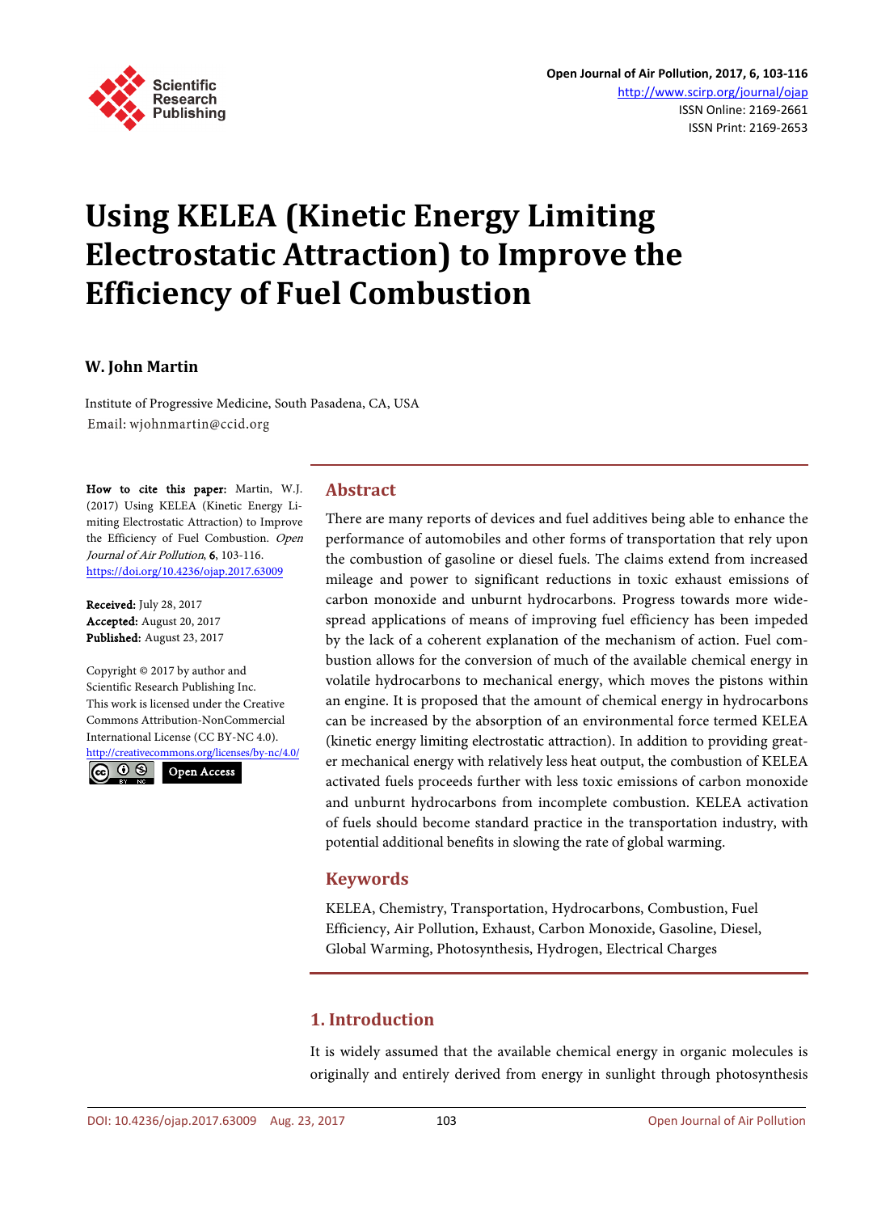# Using KELEA (Kinetic Energy Limiting Electrostatic Attraction) to Improve the Efficiency of Fuel Combustion

**W. John Martin**

Institute of Progressive Medicine, South Pasadena, CA, USA
Email: wjohnmartin@ccid.org

**How to cite this paper:** Martin, W.J. (2017) Using KELEA (Kinetic Energy Limiting Electrostatic Attraction) to Improve the Efficiency of Fuel Combustion. *Open Journal of Air Pollution*, **6**, 103-116.
https://doi.org/10.4236/ojap.2017.63009

**Received:** July 28, 2017
**Accepted:** August 20, 2017
**Published:** August 23, 2017

Copyright © 2017 by author and Scientific Research Publishing Inc.
This work is licensed under the Creative Commons Attribution-NonCommercial International License (CC BY-NC 4.0).
http://creativecommons.org/licenses/by-nc/4.0/
Open Access

## Abstract

There are many reports of devices and fuel additives being able to enhance the performance of automobiles and other forms of transportation that rely upon the combustion of gasoline or diesel fuels. The claims extend from increased mileage and power to significant reductions in toxic exhaust emissions of carbon monoxide and unburnt hydrocarbons. Progress towards more widespread applications of means of improving fuel efficiency has been impeded by the lack of a coherent explanation of the mechanism of action. Fuel combustion allows for the conversion of much of the available chemical energy in volatile hydrocarbons to mechanical energy, which moves the pistons within an engine. It is proposed that the amount of chemical energy in hydrocarbons can be increased by the absorption of an environmental force termed KELEA (kinetic energy limiting electrostatic attraction). In addition to providing greater mechanical energy with relatively less heat output, the combustion of KELEA activated fuels proceeds further with less toxic emissions of carbon monoxide and unburnt hydrocarbons from incomplete combustion. KELEA activation of fuels should become standard practice in the transportation industry, with potential additional benefits in slowing the rate of global warming.

## Keywords

KELEA, Chemistry, Transportation, Hydrocarbons, Combustion, Fuel Efficiency, Air Pollution, Exhaust, Carbon Monoxide, Gasoline, Diesel, Global Warming, Photosynthesis, Hydrogen, Electrical Charges

## 1. Introduction

It is widely assumed that the available chemical energy in organic molecules is originally and entirely derived from energy in sunlight through photosynthesis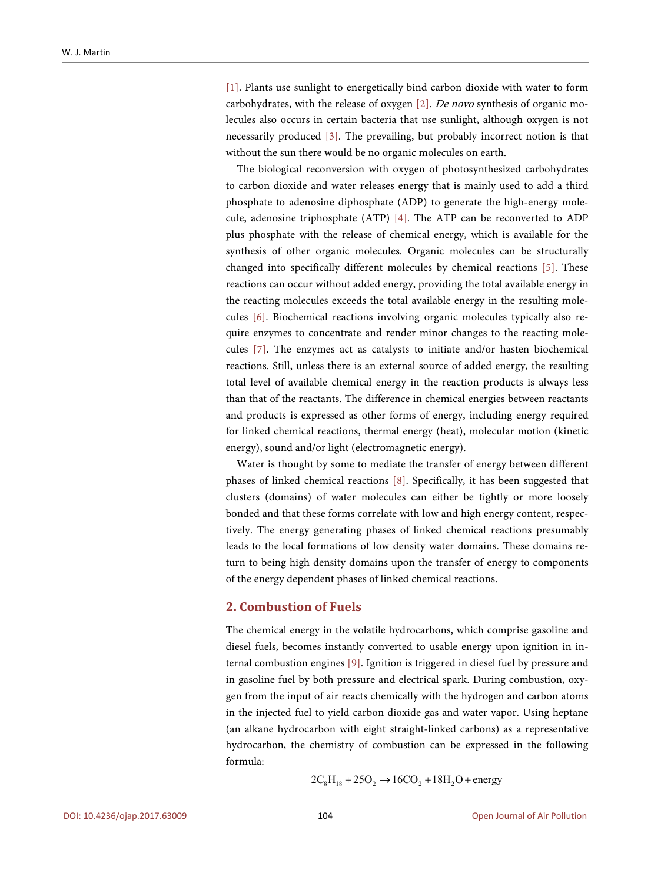[1]. Plants use sunlight to energetically bind carbon dioxide with water to form carbohydrates, with the release of oxygen [2]. *De novo* synthesis of organic molecules also occurs in certain bacteria that use sunlight, although oxygen is not necessarily produced [3]. The prevailing, but probably incorrect notion is that without the sun there would be no organic molecules on earth.

The biological reconversion with oxygen of photosynthesized carbohydrates to carbon dioxide and water releases energy that is mainly used to add a third phosphate to adenosine diphosphate (ADP) to generate the high-energy molecule, adenosine triphosphate (ATP) [4]. The ATP can be reconverted to ADP plus phosphate with the release of chemical energy, which is available for the synthesis of other organic molecules. Organic molecules can be structurally changed into specifically different molecules by chemical reactions [5]. These reactions can occur without added energy, providing the total available energy in the reacting molecules exceeds the total available energy in the resulting molecules [6]. Biochemical reactions involving organic molecules typically also require enzymes to concentrate and render minor changes to the reacting molecules [7]. The enzymes act as catalysts to initiate and/or hasten biochemical reactions. Still, unless there is an external source of added energy, the resulting total level of available chemical energy in the reaction products is always less than that of the reactants. The difference in chemical energies between reactants and products is expressed as other forms of energy, including energy required for linked chemical reactions, thermal energy (heat), molecular motion (kinetic energy), sound and/or light (electromagnetic energy).

Water is thought by some to mediate the transfer of energy between different phases of linked chemical reactions [8]. Specifically, it has been suggested that clusters (domains) of water molecules can either be tightly or more loosely bonded and that these forms correlate with low and high energy content, respectively. The energy generating phases of linked chemical reactions presumably leads to the local formations of low density water domains. These domains return to being high density domains upon the transfer of energy to components of the energy dependent phases of linked chemical reactions.

## 2. Combustion of Fuels

The chemical energy in the volatile hydrocarbons, which comprise gasoline and diesel fuels, becomes instantly converted to usable energy upon ignition in internal combustion engines [9]. Ignition is triggered in diesel fuel by pressure and in gasoline fuel by both pressure and electrical spark. During combustion, oxygen from the input of air reacts chemically with the hydrogen and carbon atoms in the injected fuel to yield carbon dioxide gas and water vapor. Using heptane (an alkane hydrocarbon with eight straight-linked carbons) as a representative hydrocarbon, the chemistry of combustion can be expressed in the following formula:

$$2C_8H_{18} + 25O_2 \rightarrow 16CO_2 + 18H_2O + \text{energy}$$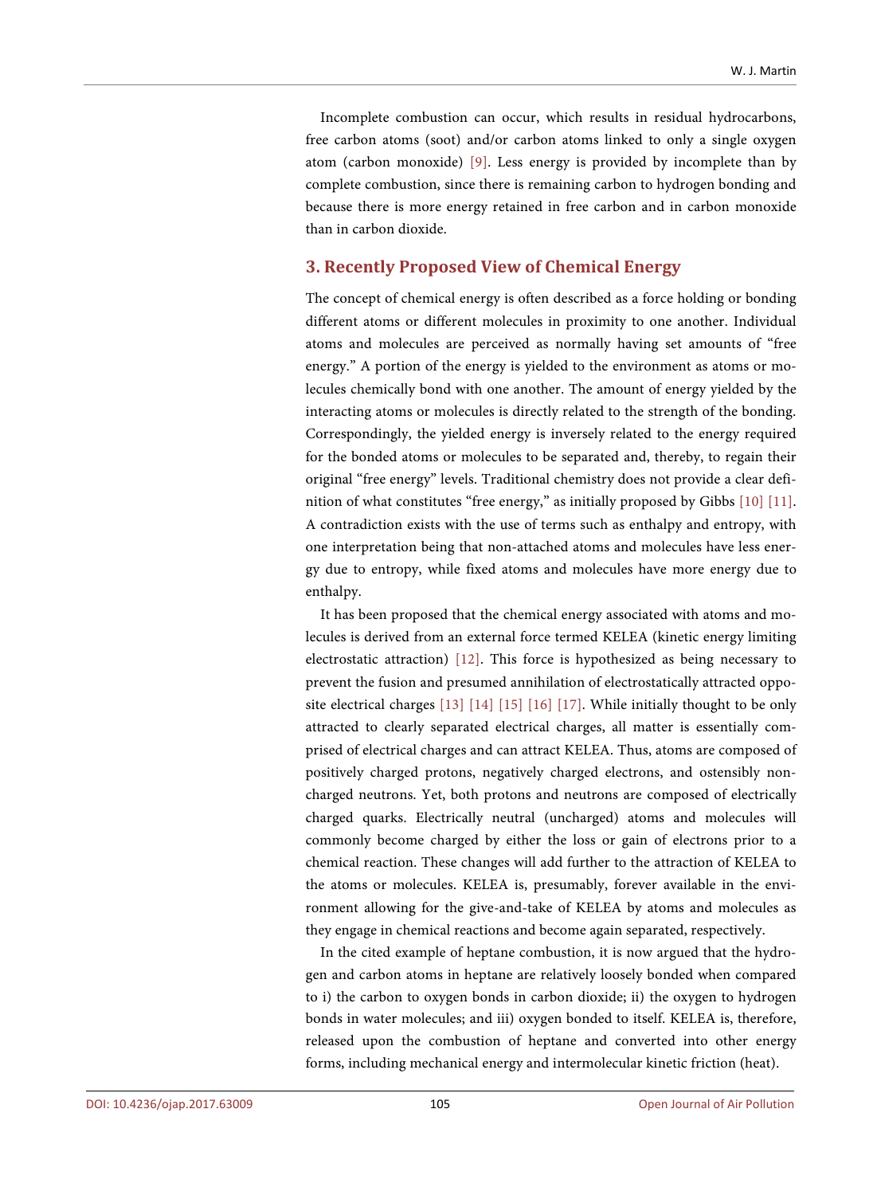Incomplete combustion can occur, which results in residual hydrocarbons, free carbon atoms (soot) and/or carbon atoms linked to only a single oxygen atom (carbon monoxide) [9]. Less energy is provided by incomplete than by complete combustion, since there is remaining carbon to hydrogen bonding and because there is more energy retained in free carbon and in carbon monoxide than in carbon dioxide.

## 3. Recently Proposed View of Chemical Energy

The concept of chemical energy is often described as a force holding or bonding different atoms or different molecules in proximity to one another. Individual atoms and molecules are perceived as normally having set amounts of "free energy." A portion of the energy is yielded to the environment as atoms or molecules chemically bond with one another. The amount of energy yielded by the interacting atoms or molecules is directly related to the strength of the bonding. Correspondingly, the yielded energy is inversely related to the energy required for the bonded atoms or molecules to be separated and, thereby, to regain their original "free energy" levels. Traditional chemistry does not provide a clear definition of what constitutes "free energy," as initially proposed by Gibbs [10] [11]. A contradiction exists with the use of terms such as enthalpy and entropy, with one interpretation being that non-attached atoms and molecules have less energy due to entropy, while fixed atoms and molecules have more energy due to enthalpy.

It has been proposed that the chemical energy associated with atoms and molecules is derived from an external force termed KELEA (kinetic energy limiting electrostatic attraction) [12]. This force is hypothesized as being necessary to prevent the fusion and presumed annihilation of electrostatically attracted opposite electrical charges [13] [14] [15] [16] [17]. While initially thought to be only attracted to clearly separated electrical charges, all matter is essentially comprised of electrical charges and can attract KELEA. Thus, atoms are composed of positively charged protons, negatively charged electrons, and ostensibly non-charged neutrons. Yet, both protons and neutrons are composed of electrically charged quarks. Electrically neutral (uncharged) atoms and molecules will commonly become charged by either the loss or gain of electrons prior to a chemical reaction. These changes will add further to the attraction of KELEA to the atoms or molecules. KELEA is, presumably, forever available in the environment allowing for the give-and-take of KELEA by atoms and molecules as they engage in chemical reactions and become again separated, respectively.

In the cited example of heptane combustion, it is now argued that the hydrogen and carbon atoms in heptane are relatively loosely bonded when compared to i) the carbon to oxygen bonds in carbon dioxide; ii) the oxygen to hydrogen bonds in water molecules; and iii) oxygen bonded to itself. KELEA is, therefore, released upon the combustion of heptane and converted into other energy forms, including mechanical energy and intermolecular kinetic friction (heat).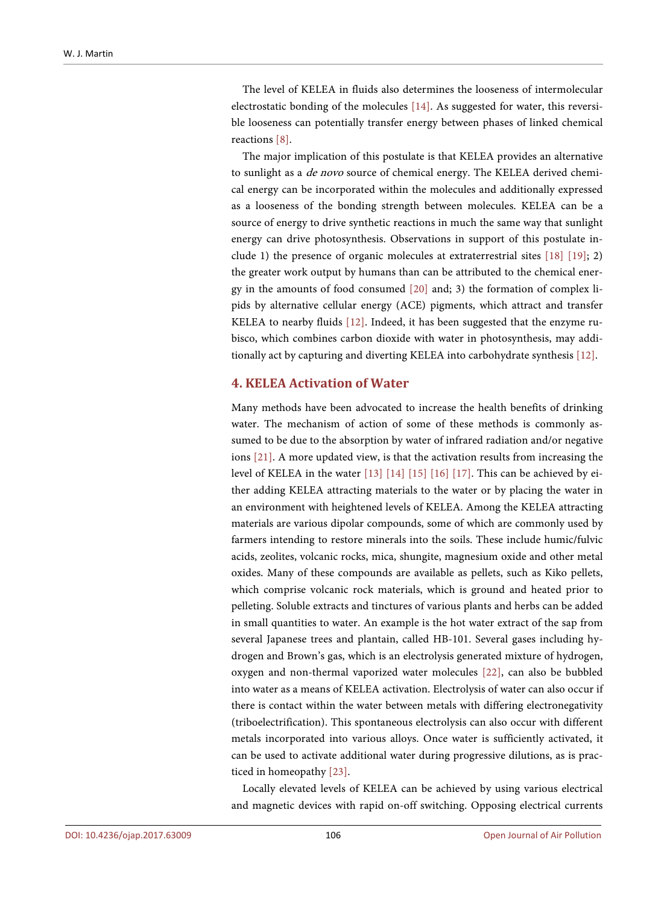The level of KELEA in fluids also determines the looseness of intermolecular electrostatic bonding of the molecules [14]. As suggested for water, this reversible looseness can potentially transfer energy between phases of linked chemical reactions [8].

The major implication of this postulate is that KELEA provides an alternative to sunlight as a *de novo* source of chemical energy. The KELEA derived chemical energy can be incorporated within the molecules and additionally expressed as a looseness of the bonding strength between molecules. KELEA can be a source of energy to drive synthetic reactions in much the same way that sunlight energy can drive photosynthesis. Observations in support of this postulate include 1) the presence of organic molecules at extraterrestrial sites [18] [19]; 2) the greater work output by humans than can be attributed to the chemical energy in the amounts of food consumed [20] and; 3) the formation of complex lipids by alternative cellular energy (ACE) pigments, which attract and transfer KELEA to nearby fluids [12]. Indeed, it has been suggested that the enzyme rubisco, which combines carbon dioxide with water in photosynthesis, may additionally act by capturing and diverting KELEA into carbohydrate synthesis [12].

## 4. KELEA Activation of Water

Many methods have been advocated to increase the health benefits of drinking water. The mechanism of action of some of these methods is commonly assumed to be due to the absorption by water of infrared radiation and/or negative ions [21]. A more updated view, is that the activation results from increasing the level of KELEA in the water [13] [14] [15] [16] [17]. This can be achieved by either adding KELEA attracting materials to the water or by placing the water in an environment with heightened levels of KELEA. Among the KELEA attracting materials are various dipolar compounds, some of which are commonly used by farmers intending to restore minerals into the soils. These include humic/fulvic acids, zeolites, volcanic rocks, mica, shungite, magnesium oxide and other metal oxides. Many of these compounds are available as pellets, such as Kiko pellets, which comprise volcanic rock materials, which is ground and heated prior to pelleting. Soluble extracts and tinctures of various plants and herbs can be added in small quantities to water. An example is the hot water extract of the sap from several Japanese trees and plantain, called HB-101. Several gases including hydrogen and Brown's gas, which is an electrolysis generated mixture of hydrogen, oxygen and non-thermal vaporized water molecules [22], can also be bubbled into water as a means of KELEA activation. Electrolysis of water can also occur if there is contact within the water between metals with differing electronegativity (triboelectrification). This spontaneous electrolysis can also occur with different metals incorporated into various alloys. Once water is sufficiently activated, it can be used to activate additional water during progressive dilutions, as is practiced in homeopathy [23].

Locally elevated levels of KELEA can be achieved by using various electrical and magnetic devices with rapid on-off switching. Opposing electrical currents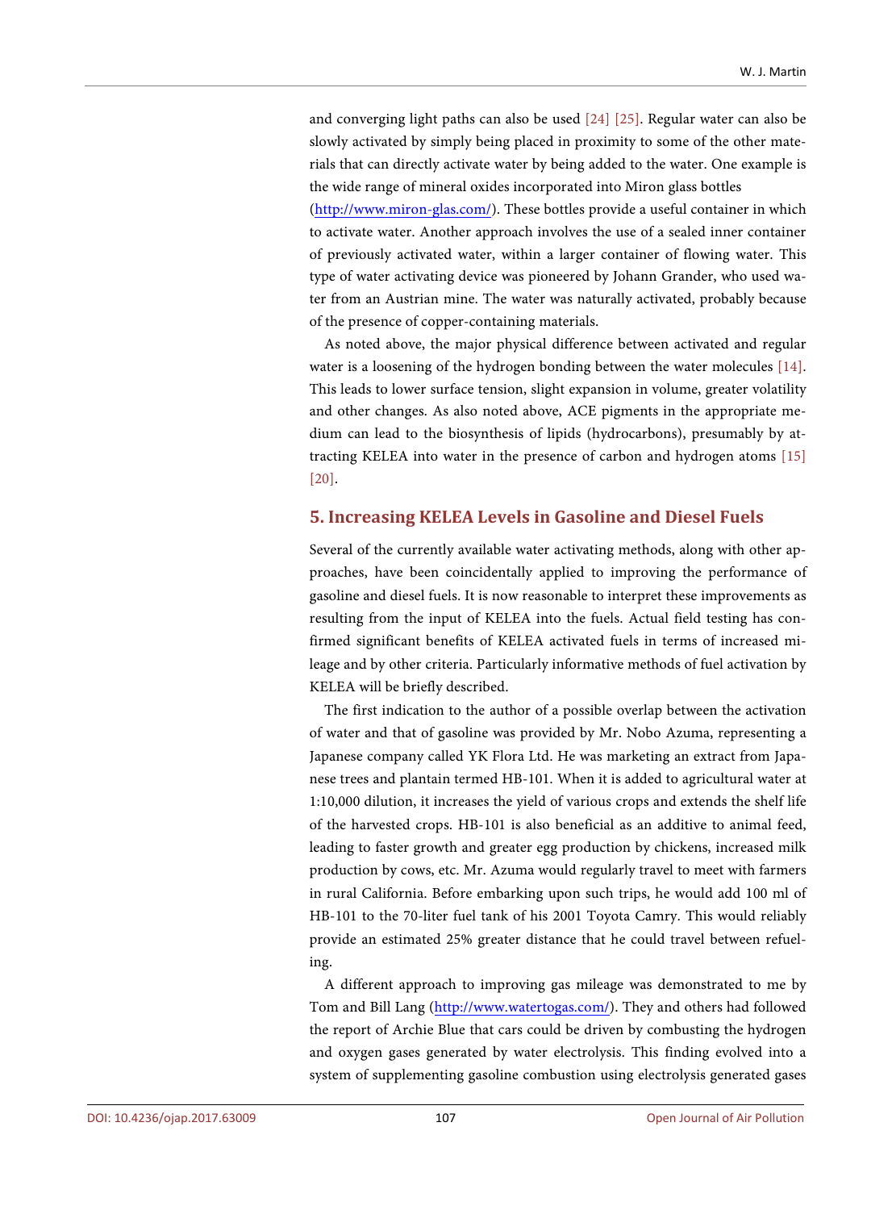and converging light paths can also be used [24] [25]. Regular water can also be slowly activated by simply being placed in proximity to some of the other materials that can directly activate water by being added to the water. One example is the wide range of mineral oxides incorporated into Miron glass bottles (http://www.miron-glas.com/). These bottles provide a useful container in which to activate water. Another approach involves the use of a sealed inner container of previously activated water, within a larger container of flowing water. This type of water activating device was pioneered by Johann Grander, who used water from an Austrian mine. The water was naturally activated, probably because of the presence of copper-containing materials.

As noted above, the major physical difference between activated and regular water is a loosening of the hydrogen bonding between the water molecules [14]. This leads to lower surface tension, slight expansion in volume, greater volatility and other changes. As also noted above, ACE pigments in the appropriate medium can lead to the biosynthesis of lipids (hydrocarbons), presumably by attracting KELEA into water in the presence of carbon and hydrogen atoms [15] [20].

## 5. Increasing KELEA Levels in Gasoline and Diesel Fuels

Several of the currently available water activating methods, along with other approaches, have been coincidentally applied to improving the performance of gasoline and diesel fuels. It is now reasonable to interpret these improvements as resulting from the input of KELEA into the fuels. Actual field testing has confirmed significant benefits of KELEA activated fuels in terms of increased mileage and by other criteria. Particularly informative methods of fuel activation by KELEA will be briefly described.

The first indication to the author of a possible overlap between the activation of water and that of gasoline was provided by Mr. Nobo Azuma, representing a Japanese company called YK Flora Ltd. He was marketing an extract from Japanese trees and plantain termed HB-101. When it is added to agricultural water at 1:10,000 dilution, it increases the yield of various crops and extends the shelf life of the harvested crops. HB-101 is also beneficial as an additive to animal feed, leading to faster growth and greater egg production by chickens, increased milk production by cows, etc. Mr. Azuma would regularly travel to meet with farmers in rural California. Before embarking upon such trips, he would add 100 ml of HB-101 to the 70-liter fuel tank of his 2001 Toyota Camry. This would reliably provide an estimated 25% greater distance that he could travel between refueling.

A different approach to improving gas mileage was demonstrated to me by Tom and Bill Lang (http://www.watertogas.com/). They and others had followed the report of Archie Blue that cars could be driven by combusting the hydrogen and oxygen gases generated by water electrolysis. This finding evolved into a system of supplementing gasoline combustion using electrolysis generated gases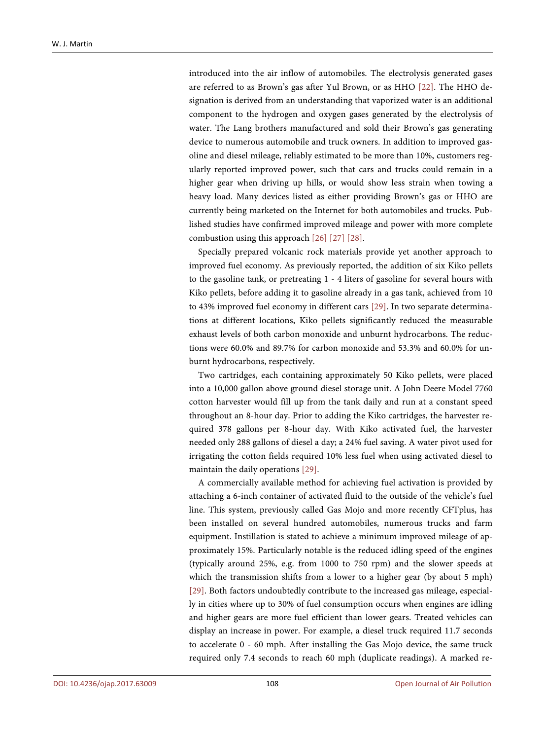introduced into the air inflow of automobiles. The electrolysis generated gases are referred to as Brown's gas after Yul Brown, or as HHO [22]. The HHO designation is derived from an understanding that vaporized water is an additional component to the hydrogen and oxygen gases generated by the electrolysis of water. The Lang brothers manufactured and sold their Brown's gas generating device to numerous automobile and truck owners. In addition to improved gasoline and diesel mileage, reliably estimated to be more than 10%, customers regularly reported improved power, such that cars and trucks could remain in a higher gear when driving up hills, or would show less strain when towing a heavy load. Many devices listed as either providing Brown's gas or HHO are currently being marketed on the Internet for both automobiles and trucks. Published studies have confirmed improved mileage and power with more complete combustion using this approach [26] [27] [28].

Specially prepared volcanic rock materials provide yet another approach to improved fuel economy. As previously reported, the addition of six Kiko pellets to the gasoline tank, or pretreating 1 - 4 liters of gasoline for several hours with Kiko pellets, before adding it to gasoline already in a gas tank, achieved from 10 to 43% improved fuel economy in different cars [29]. In two separate determinations at different locations, Kiko pellets significantly reduced the measurable exhaust levels of both carbon monoxide and unburnt hydrocarbons. The reductions were 60.0% and 89.7% for carbon monoxide and 53.3% and 60.0% for unburnt hydrocarbons, respectively.

Two cartridges, each containing approximately 50 Kiko pellets, were placed into a 10,000 gallon above ground diesel storage unit. A John Deere Model 7760 cotton harvester would fill up from the tank daily and run at a constant speed throughout an 8-hour day. Prior to adding the Kiko cartridges, the harvester required 378 gallons per 8-hour day. With Kiko activated fuel, the harvester needed only 288 gallons of diesel a day; a 24% fuel saving. A water pivot used for irrigating the cotton fields required 10% less fuel when using activated diesel to maintain the daily operations [29].

A commercially available method for achieving fuel activation is provided by attaching a 6-inch container of activated fluid to the outside of the vehicle's fuel line. This system, previously called Gas Mojo and more recently CFTplus, has been installed on several hundred automobiles, numerous trucks and farm equipment. Instillation is stated to achieve a minimum improved mileage of approximately 15%. Particularly notable is the reduced idling speed of the engines (typically around 25%, e.g. from 1000 to 750 rpm) and the slower speeds at which the transmission shifts from a lower to a higher gear (by about 5 mph) [29]. Both factors undoubtedly contribute to the increased gas mileage, especially in cities where up to 30% of fuel consumption occurs when engines are idling and higher gears are more fuel efficient than lower gears. Treated vehicles can display an increase in power. For example, a diesel truck required 11.7 seconds to accelerate 0 - 60 mph. After installing the Gas Mojo device, the same truck required only 7.4 seconds to reach 60 mph (duplicate readings). A marked re-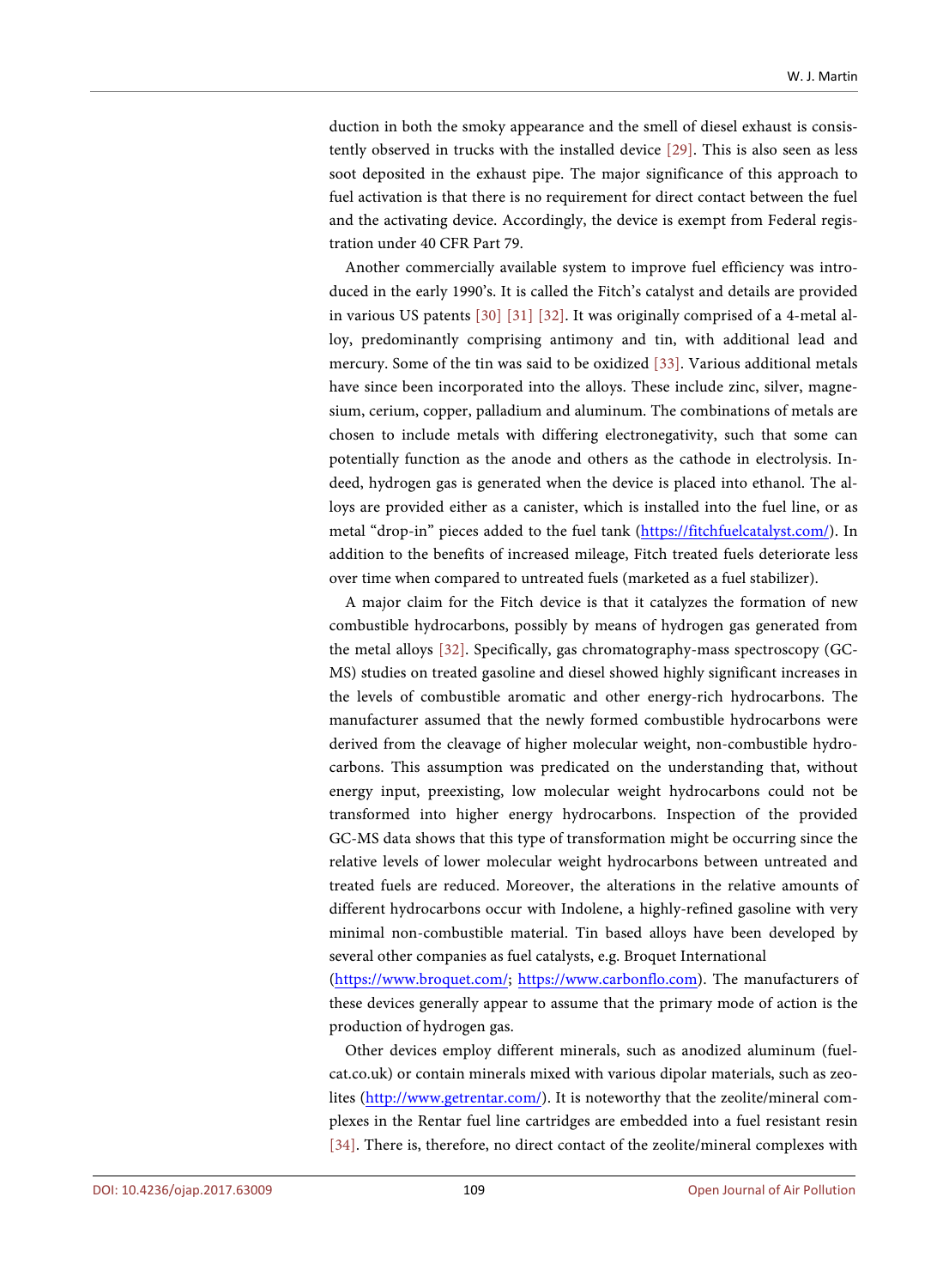duction in both the smoky appearance and the smell of diesel exhaust is consistently observed in trucks with the installed device [29]. This is also seen as less soot deposited in the exhaust pipe. The major significance of this approach to fuel activation is that there is no requirement for direct contact between the fuel and the activating device. Accordingly, the device is exempt from Federal registration under 40 CFR Part 79.

Another commercially available system to improve fuel efficiency was introduced in the early 1990's. It is called the Fitch's catalyst and details are provided in various US patents [30] [31] [32]. It was originally comprised of a 4-metal alloy, predominantly comprising antimony and tin, with additional lead and mercury. Some of the tin was said to be oxidized [33]. Various additional metals have since been incorporated into the alloys. These include zinc, silver, magnesium, cerium, copper, palladium and aluminum. The combinations of metals are chosen to include metals with differing electronegativity, such that some can potentially function as the anode and others as the cathode in electrolysis. Indeed, hydrogen gas is generated when the device is placed into ethanol. The alloys are provided either as a canister, which is installed into the fuel line, or as metal "drop-in" pieces added to the fuel tank (https://fitchfuelcatalyst.com/). In addition to the benefits of increased mileage, Fitch treated fuels deteriorate less over time when compared to untreated fuels (marketed as a fuel stabilizer).

A major claim for the Fitch device is that it catalyzes the formation of new combustible hydrocarbons, possibly by means of hydrogen gas generated from the metal alloys [32]. Specifically, gas chromatography-mass spectroscopy (GC-MS) studies on treated gasoline and diesel showed highly significant increases in the levels of combustible aromatic and other energy-rich hydrocarbons. The manufacturer assumed that the newly formed combustible hydrocarbons were derived from the cleavage of higher molecular weight, non-combustible hydrocarbons. This assumption was predicated on the understanding that, without energy input, preexisting, low molecular weight hydrocarbons could not be transformed into higher energy hydrocarbons. Inspection of the provided GC-MS data shows that this type of transformation might be occurring since the relative levels of lower molecular weight hydrocarbons between untreated and treated fuels are reduced. Moreover, the alterations in the relative amounts of different hydrocarbons occur with Indolene, a highly-refined gasoline with very minimal non-combustible material. Tin based alloys have been developed by several other companies as fuel catalysts, e.g. Broquet International (https://www.broquet.com/; https://www.carbonflo.com). The manufacturers of these devices generally appear to assume that the primary mode of action is the production of hydrogen gas.

Other devices employ different minerals, such as anodized aluminum (fuelcat.co.uk) or contain minerals mixed with various dipolar materials, such as zeolites (http://www.getrentar.com/). It is noteworthy that the zeolite/mineral complexes in the Rentar fuel line cartridges are embedded into a fuel resistant resin [34]. There is, therefore, no direct contact of the zeolite/mineral complexes with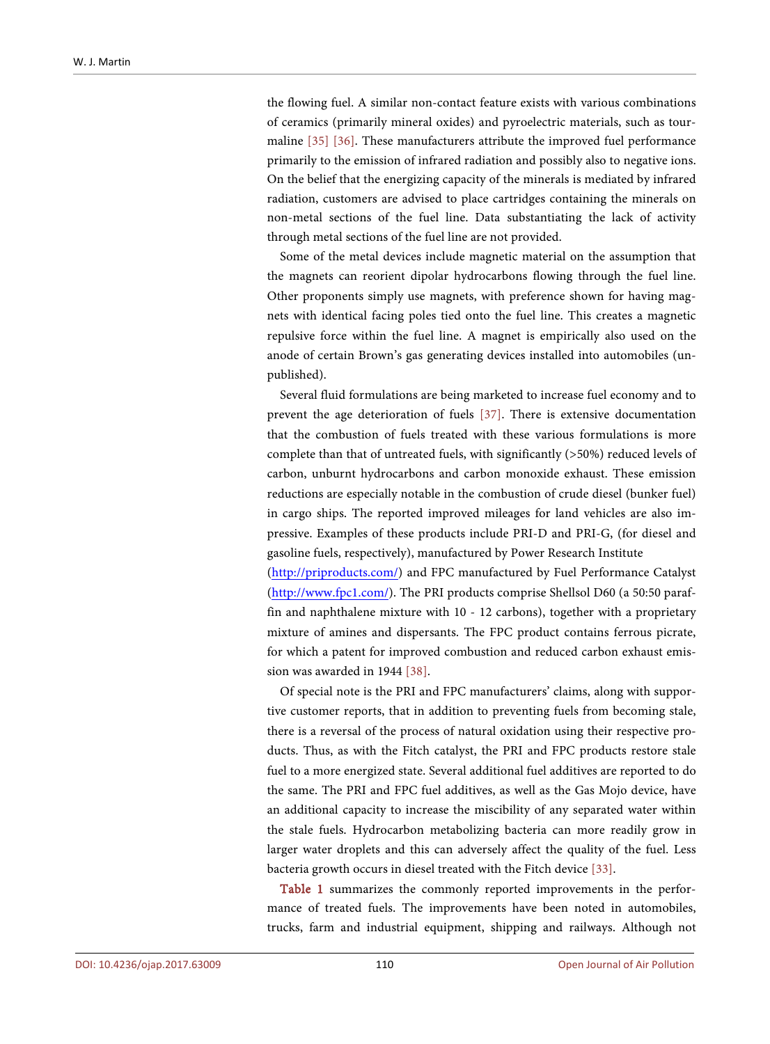the flowing fuel. A similar non-contact feature exists with various combinations of ceramics (primarily mineral oxides) and pyroelectric materials, such as tourmaline [35] [36]. These manufacturers attribute the improved fuel performance primarily to the emission of infrared radiation and possibly also to negative ions. On the belief that the energizing capacity of the minerals is mediated by infrared radiation, customers are advised to place cartridges containing the minerals on non-metal sections of the fuel line. Data substantiating the lack of activity through metal sections of the fuel line are not provided.

Some of the metal devices include magnetic material on the assumption that the magnets can reorient dipolar hydrocarbons flowing through the fuel line. Other proponents simply use magnets, with preference shown for having magnets with identical facing poles tied onto the fuel line. This creates a magnetic repulsive force within the fuel line. A magnet is empirically also used on the anode of certain Brown's gas generating devices installed into automobiles (unpublished).

Several fluid formulations are being marketed to increase fuel economy and to prevent the age deterioration of fuels [37]. There is extensive documentation that the combustion of fuels treated with these various formulations is more complete than that of untreated fuels, with significantly (>50%) reduced levels of carbon, unburnt hydrocarbons and carbon monoxide exhaust. These emission reductions are especially notable in the combustion of crude diesel (bunker fuel) in cargo ships. The reported improved mileages for land vehicles are also impressive. Examples of these products include PRI-D and PRI-G, (for diesel and gasoline fuels, respectively), manufactured by Power Research Institute (http://priproducts.com/) and FPC manufactured by Fuel Performance Catalyst (http://www.fpc1.com/). The PRI products comprise Shellsol D60 (a 50:50 paraffin and naphthalene mixture with 10 - 12 carbons), together with a proprietary mixture of amines and dispersants. The FPC product contains ferrous picrate, for which a patent for improved combustion and reduced carbon exhaust emission was awarded in 1944 [38].

Of special note is the PRI and FPC manufacturers' claims, along with supportive customer reports, that in addition to preventing fuels from becoming stale, there is a reversal of the process of natural oxidation using their respective products. Thus, as with the Fitch catalyst, the PRI and FPC products restore stale fuel to a more energized state. Several additional fuel additives are reported to do the same. The PRI and FPC fuel additives, as well as the Gas Mojo device, have an additional capacity to increase the miscibility of any separated water within the stale fuels. Hydrocarbon metabolizing bacteria can more readily grow in larger water droplets and this can adversely affect the quality of the fuel. Less bacteria growth occurs in diesel treated with the Fitch device [33].

Table 1 summarizes the commonly reported improvements in the performance of treated fuels. The improvements have been noted in automobiles, trucks, farm and industrial equipment, shipping and railways. Although not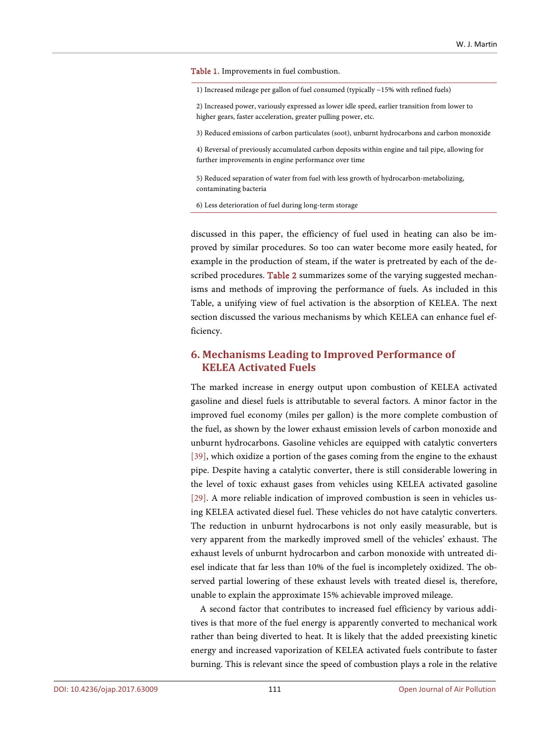Table 1. Improvements in fuel combustion.

| |
|---|
| 1) Increased mileage per gallon of fuel consumed (typically ~15% with refined fuels) |
| 2) Increased power, variously expressed as lower idle speed, earlier transition from lower to higher gears, faster acceleration, greater pulling power, etc. |
| 3) Reduced emissions of carbon particulates (soot), unburnt hydrocarbons and carbon monoxide |
| 4) Reversal of previously accumulated carbon deposits within engine and tail pipe, allowing for further improvements in engine performance over time |
| 5) Reduced separation of water from fuel with less growth of hydrocarbon-metabolizing, contaminating bacteria |
| 6) Less deterioration of fuel during long-term storage |

discussed in this paper, the efficiency of fuel used in heating can also be improved by similar procedures. So too can water become more easily heated, for example in the production of steam, if the water is pretreated by each of the described procedures. Table 2 summarizes some of the varying suggested mechanisms and methods of improving the performance of fuels. As included in this Table, a unifying view of fuel activation is the absorption of KELEA. The next section discussed the various mechanisms by which KELEA can enhance fuel efficiency.

## 6. Mechanisms Leading to Improved Performance of KELEA Activated Fuels

The marked increase in energy output upon combustion of KELEA activated gasoline and diesel fuels is attributable to several factors. A minor factor in the improved fuel economy (miles per gallon) is the more complete combustion of the fuel, as shown by the lower exhaust emission levels of carbon monoxide and unburnt hydrocarbons. Gasoline vehicles are equipped with catalytic converters [39], which oxidize a portion of the gases coming from the engine to the exhaust pipe. Despite having a catalytic converter, there is still considerable lowering in the level of toxic exhaust gases from vehicles using KELEA activated gasoline [29]. A more reliable indication of improved combustion is seen in vehicles using KELEA activated diesel fuel. These vehicles do not have catalytic converters. The reduction in unburnt hydrocarbons is not only easily measurable, but is very apparent from the markedly improved smell of the vehicles' exhaust. The exhaust levels of unburnt hydrocarbon and carbon monoxide with untreated diesel indicate that far less than 10% of the fuel is incompletely oxidized. The observed partial lowering of these exhaust levels with treated diesel is, therefore, unable to explain the approximate 15% achievable improved mileage.

A second factor that contributes to increased fuel efficiency by various additives is that more of the fuel energy is apparently converted to mechanical work rather than being diverted to heat. It is likely that the added preexisting kinetic energy and increased vaporization of KELEA activated fuels contribute to faster burning. This is relevant since the speed of combustion plays a role in the relative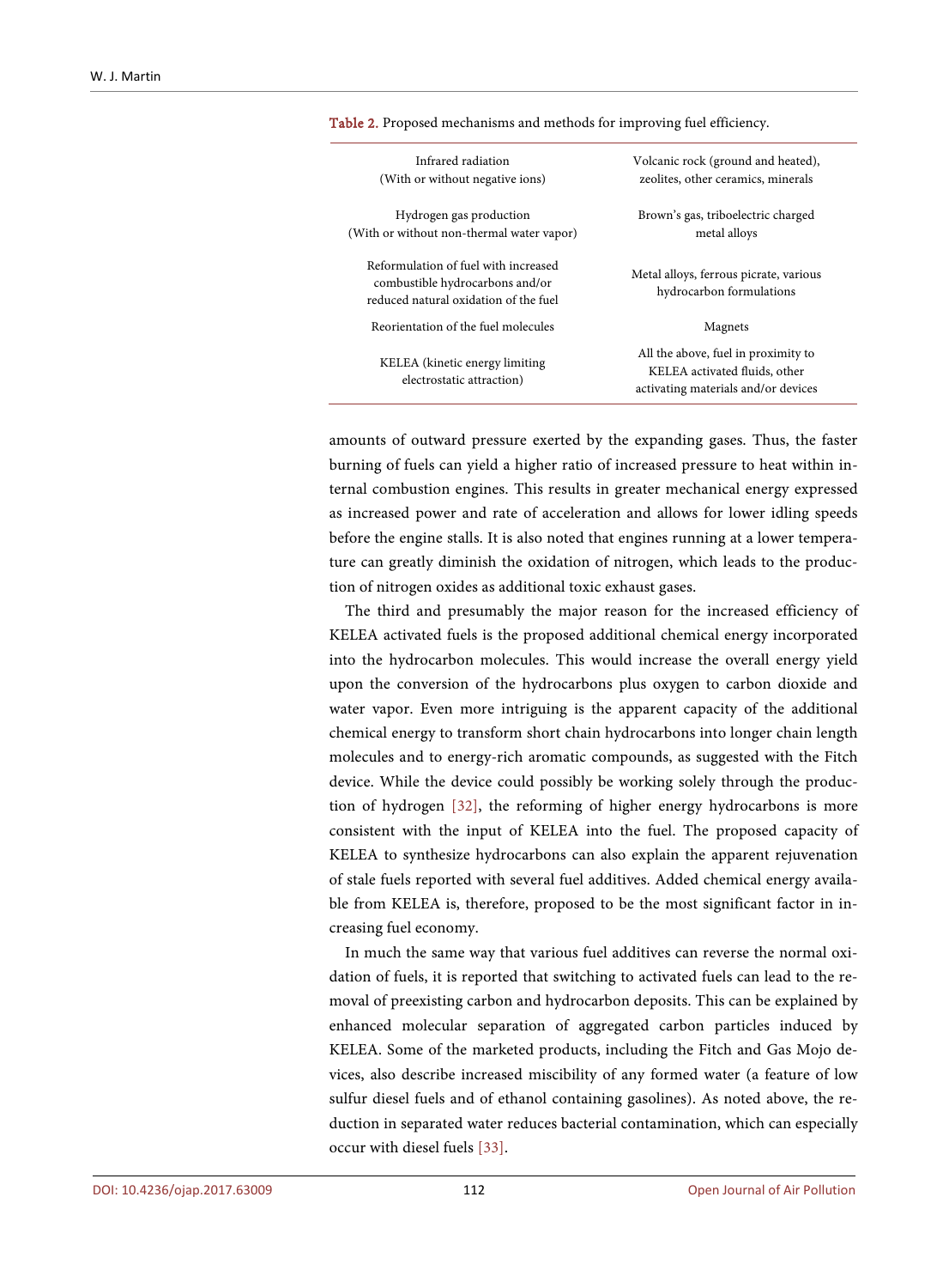Table 2. Proposed mechanisms and methods for improving fuel efficiency.

| | |
|---|---|
| Infrared radiation (With or without negative ions) | Volcanic rock (ground and heated), zeolites, other ceramics, minerals |
| Hydrogen gas production (With or without non-thermal water vapor) | Brown's gas, triboelectric charged metal alloys |
| Reformulation of fuel with increased combustible hydrocarbons and/or reduced natural oxidation of the fuel | Metal alloys, ferrous picrate, various hydrocarbon formulations |
| Reorientation of the fuel molecules | Magnets |
| KELEA (kinetic energy limiting electrostatic attraction) | All the above, fuel in proximity to KELEA activated fluids, other activating materials and/or devices |

amounts of outward pressure exerted by the expanding gases. Thus, the faster burning of fuels can yield a higher ratio of increased pressure to heat within internal combustion engines. This results in greater mechanical energy expressed as increased power and rate of acceleration and allows for lower idling speeds before the engine stalls. It is also noted that engines running at a lower temperature can greatly diminish the oxidation of nitrogen, which leads to the production of nitrogen oxides as additional toxic exhaust gases.

The third and presumably the major reason for the increased efficiency of KELEA activated fuels is the proposed additional chemical energy incorporated into the hydrocarbon molecules. This would increase the overall energy yield upon the conversion of the hydrocarbons plus oxygen to carbon dioxide and water vapor. Even more intriguing is the apparent capacity of the additional chemical energy to transform short chain hydrocarbons into longer chain length molecules and to energy-rich aromatic compounds, as suggested with the Fitch device. While the device could possibly be working solely through the production of hydrogen [32], the reforming of higher energy hydrocarbons is more consistent with the input of KELEA into the fuel. The proposed capacity of KELEA to synthesize hydrocarbons can also explain the apparent rejuvenation of stale fuels reported with several fuel additives. Added chemical energy available from KELEA is, therefore, proposed to be the most significant factor in increasing fuel economy.

In much the same way that various fuel additives can reverse the normal oxidation of fuels, it is reported that switching to activated fuels can lead to the removal of preexisting carbon and hydrocarbon deposits. This can be explained by enhanced molecular separation of aggregated carbon particles induced by KELEA. Some of the marketed products, including the Fitch and Gas Mojo devices, also describe increased miscibility of any formed water (a feature of low sulfur diesel fuels and of ethanol containing gasolines). As noted above, the reduction in separated water reduces bacterial contamination, which can especially occur with diesel fuels [33].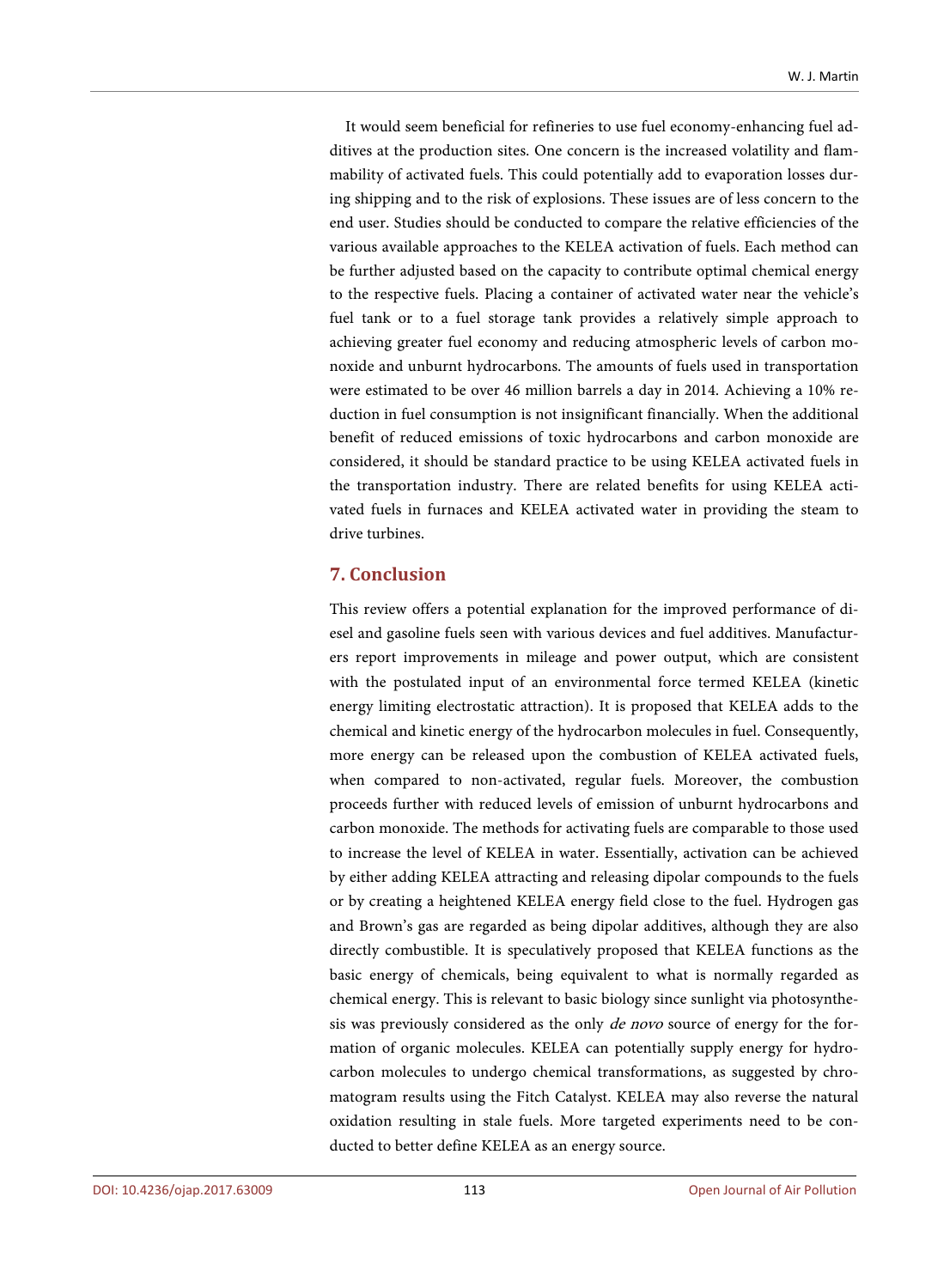It would seem beneficial for refineries to use fuel economy-enhancing fuel additives at the production sites. One concern is the increased volatility and flammability of activated fuels. This could potentially add to evaporation losses during shipping and to the risk of explosions. These issues are of less concern to the end user. Studies should be conducted to compare the relative efficiencies of the various available approaches to the KELEA activation of fuels. Each method can be further adjusted based on the capacity to contribute optimal chemical energy to the respective fuels. Placing a container of activated water near the vehicle's fuel tank or to a fuel storage tank provides a relatively simple approach to achieving greater fuel economy and reducing atmospheric levels of carbon monoxide and unburnt hydrocarbons. The amounts of fuels used in transportation were estimated to be over 46 million barrels a day in 2014. Achieving a 10% reduction in fuel consumption is not insignificant financially. When the additional benefit of reduced emissions of toxic hydrocarbons and carbon monoxide are considered, it should be standard practice to be using KELEA activated fuels in the transportation industry. There are related benefits for using KELEA activated fuels in furnaces and KELEA activated water in providing the steam to drive turbines.

## 7. Conclusion

This review offers a potential explanation for the improved performance of diesel and gasoline fuels seen with various devices and fuel additives. Manufacturers report improvements in mileage and power output, which are consistent with the postulated input of an environmental force termed KELEA (kinetic energy limiting electrostatic attraction). It is proposed that KELEA adds to the chemical and kinetic energy of the hydrocarbon molecules in fuel. Consequently, more energy can be released upon the combustion of KELEA activated fuels, when compared to non-activated, regular fuels. Moreover, the combustion proceeds further with reduced levels of emission of unburnt hydrocarbons and carbon monoxide. The methods for activating fuels are comparable to those used to increase the level of KELEA in water. Essentially, activation can be achieved by either adding KELEA attracting and releasing dipolar compounds to the fuels or by creating a heightened KELEA energy field close to the fuel. Hydrogen gas and Brown's gas are regarded as being dipolar additives, although they are also directly combustible. It is speculatively proposed that KELEA functions as the basic energy of chemicals, being equivalent to what is normally regarded as chemical energy. This is relevant to basic biology since sunlight via photosynthesis was previously considered as the only *de novo* source of energy for the formation of organic molecules. KELEA can potentially supply energy for hydrocarbon molecules to undergo chemical transformations, as suggested by chromatogram results using the Fitch Catalyst. KELEA may also reverse the natural oxidation resulting in stale fuels. More targeted experiments need to be conducted to better define KELEA as an energy source.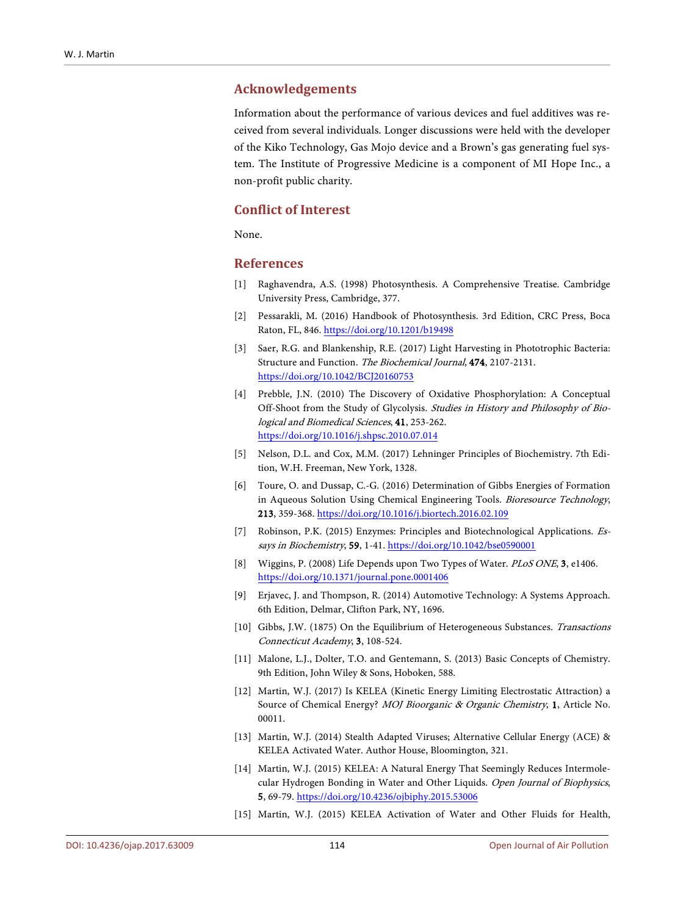## Acknowledgements

Information about the performance of various devices and fuel additives was received from several individuals. Longer discussions were held with the developer of the Kiko Technology, Gas Mojo device and a Brown's gas generating fuel system. The Institute of Progressive Medicine is a component of MI Hope Inc., a non-profit public charity.

## Conflict of Interest

None.

## References

[1] Raghavendra, A.S. (1998) Photosynthesis. A Comprehensive Treatise. Cambridge University Press, Cambridge, 377.

[2] Pessarakli, M. (2016) Handbook of Photosynthesis. 3rd Edition, CRC Press, Boca Raton, FL, 846. https://doi.org/10.1201/b19498

[3] Saer, R.G. and Blankenship, R.E. (2017) Light Harvesting in Phototrophic Bacteria: Structure and Function. *The Biochemical Journal*, **474**, 2107-2131. https://doi.org/10.1042/BCJ20160753

[4] Prebble, J.N. (2010) The Discovery of Oxidative Phosphorylation: A Conceptual Off-Shoot from the Study of Glycolysis. *Studies in History and Philosophy of Biological and Biomedical Sciences*, **41**, 253-262. https://doi.org/10.1016/j.shpsc.2010.07.014

[5] Nelson, D.L. and Cox, M.M. (2017) Lehninger Principles of Biochemistry. 7th Edition, W.H. Freeman, New York, 1328.

[6] Toure, O. and Dussap, C.-G. (2016) Determination of Gibbs Energies of Formation in Aqueous Solution Using Chemical Engineering Tools. *Bioresource Technology*, **213**, 359-368. https://doi.org/10.1016/j.biortech.2016.02.109

[7] Robinson, P.K. (2015) Enzymes: Principles and Biotechnological Applications. *Essays in Biochemistry*, **59**, 1-41. https://doi.org/10.1042/bse0590001

[8] Wiggins, P. (2008) Life Depends upon Two Types of Water. *PLoS ONE*, **3**, e1406. https://doi.org/10.1371/journal.pone.0001406

[9] Erjavec, J. and Thompson, R. (2014) Automotive Technology: A Systems Approach. 6th Edition, Delmar, Clifton Park, NY, 1696.

[10] Gibbs, J.W. (1875) On the Equilibrium of Heterogeneous Substances. *Transactions Connecticut Academy*, **3**, 108-524.

[11] Malone, L.J., Dolter, T.O. and Gentemann, S. (2013) Basic Concepts of Chemistry. 9th Edition, John Wiley & Sons, Hoboken, 588.

[12] Martin, W.J. (2017) Is KELEA (Kinetic Energy Limiting Electrostatic Attraction) a Source of Chemical Energy? *MOJ Bioorganic & Organic Chemistry*, **1**, Article No. 00011.

[13] Martin, W.J. (2014) Stealth Adapted Viruses; Alternative Cellular Energy (ACE) & KELEA Activated Water. Author House, Bloomington, 321.

[14] Martin, W.J. (2015) KELEA: A Natural Energy That Seemingly Reduces Intermolecular Hydrogen Bonding in Water and Other Liquids. *Open Journal of Biophysics*, **5**, 69-79. https://doi.org/10.4236/ojbiphy.2015.53006

[15] Martin, W.J. (2015) KELEA Activation of Water and Other Fluids for Health,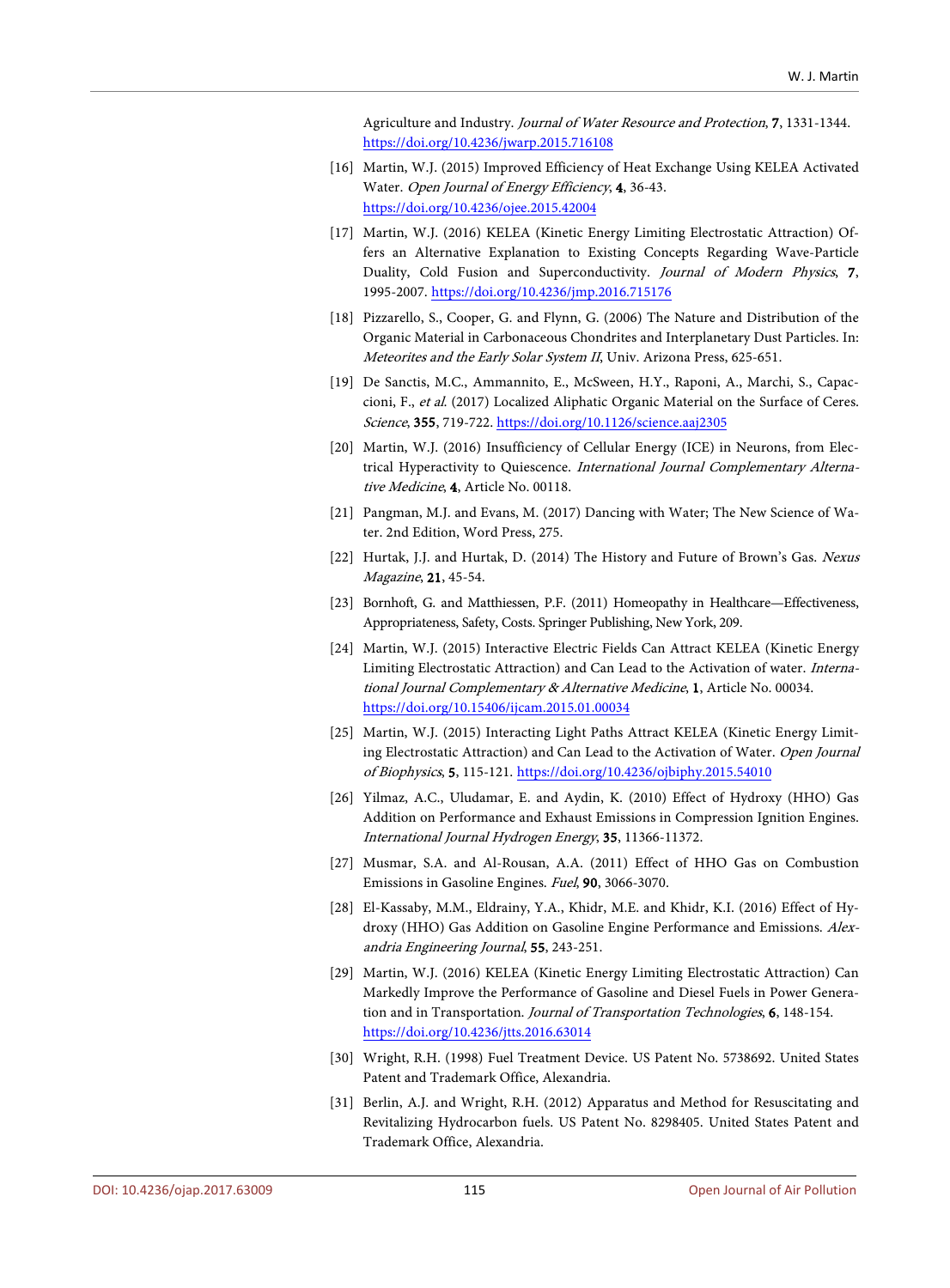Agriculture and Industry. *Journal of Water Resource and Protection*, **7**, 1331-1344. https://doi.org/10.4236/jwarp.2015.716108

[16] Martin, W.J. (2015) Improved Efficiency of Heat Exchange Using KELEA Activated Water. *Open Journal of Energy Efficiency*, **4**, 36-43. https://doi.org/10.4236/ojee.2015.42004

[17] Martin, W.J. (2016) KELEA (Kinetic Energy Limiting Electrostatic Attraction) Offers an Alternative Explanation to Existing Concepts Regarding Wave-Particle Duality, Cold Fusion and Superconductivity. *Journal of Modern Physics*, **7**, 1995-2007. https://doi.org/10.4236/jmp.2016.715176

[18] Pizzarello, S., Cooper, G. and Flynn, G. (2006) The Nature and Distribution of the Organic Material in Carbonaceous Chondrites and Interplanetary Dust Particles. In: *Meteorites and the Early Solar System II*, Univ. Arizona Press, 625-651.

[19] De Sanctis, M.C., Ammannito, E., McSween, H.Y., Raponi, A., Marchi, S., Capaccioni, F., *et al.* (2017) Localized Aliphatic Organic Material on the Surface of Ceres. *Science*, **355**, 719-722. https://doi.org/10.1126/science.aaj2305

[20] Martin, W.J. (2016) Insufficiency of Cellular Energy (ICE) in Neurons, from Electrical Hyperactivity to Quiescence. *International Journal Complementary Alternative Medicine*, **4**, Article No. 00118.

[21] Pangman, M.J. and Evans, M. (2017) Dancing with Water; The New Science of Water. 2nd Edition, Word Press, 275.

[22] Hurtak, J.J. and Hurtak, D. (2014) The History and Future of Brown's Gas. *Nexus Magazine*, **21**, 45-54.

[23] Bornhoft, G. and Matthiessen, P.F. (2011) Homeopathy in Healthcare—Effectiveness, Appropriateness, Safety, Costs. Springer Publishing, New York, 209.

[24] Martin, W.J. (2015) Interactive Electric Fields Can Attract KELEA (Kinetic Energy Limiting Electrostatic Attraction) and Can Lead to the Activation of water. *International Journal Complementary & Alternative Medicine*, **1**, Article No. 00034. https://doi.org/10.15406/ijcam.2015.01.00034

[25] Martin, W.J. (2015) Interacting Light Paths Attract KELEA (Kinetic Energy Limiting Electrostatic Attraction) and Can Lead to the Activation of Water. *Open Journal of Biophysics*, **5**, 115-121. https://doi.org/10.4236/ojbiphy.2015.54010

[26] Yilmaz, A.C., Uludamar, E. and Aydin, K. (2010) Effect of Hydroxy (HHO) Gas Addition on Performance and Exhaust Emissions in Compression Ignition Engines. *International Journal Hydrogen Energy*, **35**, 11366-11372.

[27] Musmar, S.A. and Al-Rousan, A.A. (2011) Effect of HHO Gas on Combustion Emissions in Gasoline Engines. *Fuel*, **90**, 3066-3070.

[28] El-Kassaby, M.M., Eldrainy, Y.A., Khidr, M.E. and Khidr, K.I. (2016) Effect of Hydroxy (HHO) Gas Addition on Gasoline Engine Performance and Emissions. *Alexandria Engineering Journal*, **55**, 243-251.

[29] Martin, W.J. (2016) KELEA (Kinetic Energy Limiting Electrostatic Attraction) Can Markedly Improve the Performance of Gasoline and Diesel Fuels in Power Generation and in Transportation. *Journal of Transportation Technologies*, **6**, 148-154. https://doi.org/10.4236/jtts.2016.63014

[30] Wright, R.H. (1998) Fuel Treatment Device. US Patent No. 5738692. United States Patent and Trademark Office, Alexandria.

[31] Berlin, A.J. and Wright, R.H. (2012) Apparatus and Method for Resuscitating and Revitalizing Hydrocarbon fuels. US Patent No. 8298405. United States Patent and Trademark Office, Alexandria.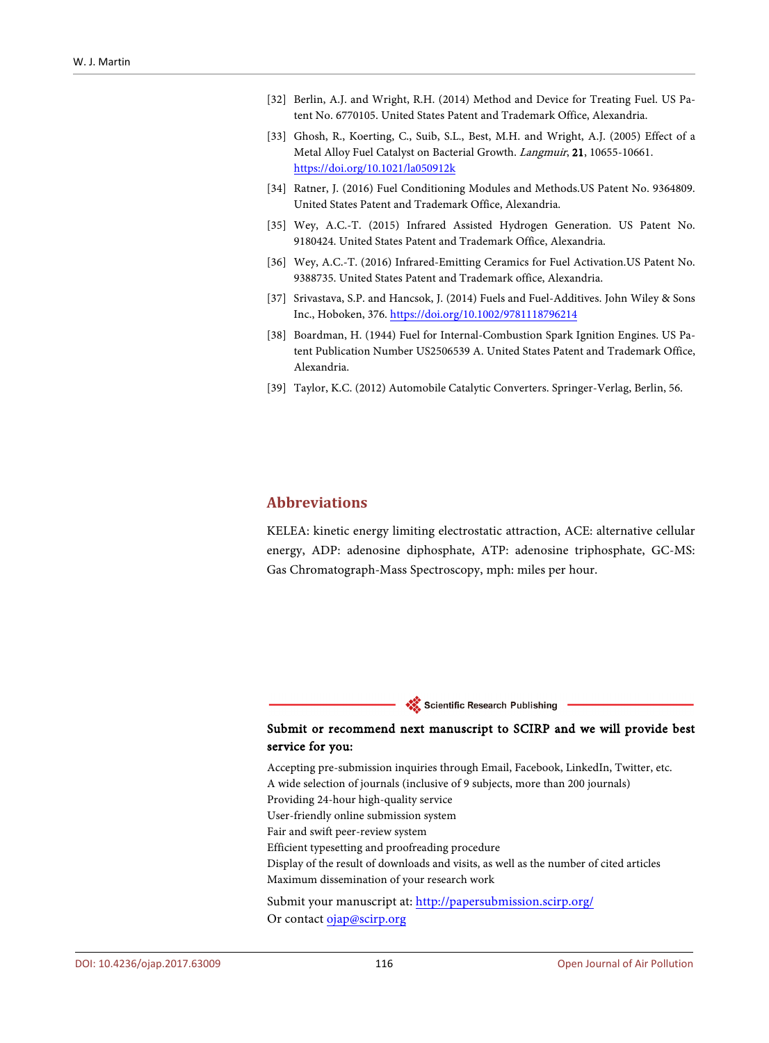[32] Berlin, A.J. and Wright, R.H. (2014) Method and Device for Treating Fuel. US Patent No. 6770105. United States Patent and Trademark Office, Alexandria.

[33] Ghosh, R., Koerting, C., Suib, S.L., Best, M.H. and Wright, A.J. (2005) Effect of a Metal Alloy Fuel Catalyst on Bacterial Growth. *Langmuir*, **21**, 10655-10661. https://doi.org/10.1021/la050912k

[34] Ratner, J. (2016) Fuel Conditioning Modules and Methods.US Patent No. 9364809. United States Patent and Trademark Office, Alexandria.

[35] Wey, A.C.-T. (2015) Infrared Assisted Hydrogen Generation. US Patent No. 9180424. United States Patent and Trademark Office, Alexandria.

[36] Wey, A.C.-T. (2016) Infrared-Emitting Ceramics for Fuel Activation.US Patent No. 9388735. United States Patent and Trademark office, Alexandria.

[37] Srivastava, S.P. and Hancsok, J. (2014) Fuels and Fuel-Additives. John Wiley & Sons Inc., Hoboken, 376. https://doi.org/10.1002/9781118796214

[38] Boardman, H. (1944) Fuel for Internal-Combustion Spark Ignition Engines. US Patent Publication Number US2506539 A. United States Patent and Trademark Office, Alexandria.

[39] Taylor, K.C. (2012) Automobile Catalytic Converters. Springer-Verlag, Berlin, 56.

## Abbreviations

KELEA: kinetic energy limiting electrostatic attraction, ACE: alternative cellular energy, ADP: adenosine diphosphate, ATP: adenosine triphosphate, GC-MS: Gas Chromatograph-Mass Spectroscopy, mph: miles per hour.

Scientific Research Publishing

**Submit or recommend next manuscript to SCIRP and we will provide best service for you:**

Accepting pre-submission inquiries through Email, Facebook, LinkedIn, Twitter, etc.
A wide selection of journals (inclusive of 9 subjects, more than 200 journals)
Providing 24-hour high-quality service
User-friendly online submission system
Fair and swift peer-review system
Efficient typesetting and proofreading procedure
Display of the result of downloads and visits, as well as the number of cited articles
Maximum dissemination of your research work

Submit your manuscript at: http://papersubmission.scirp.org/
Or contact ojap@scirp.org